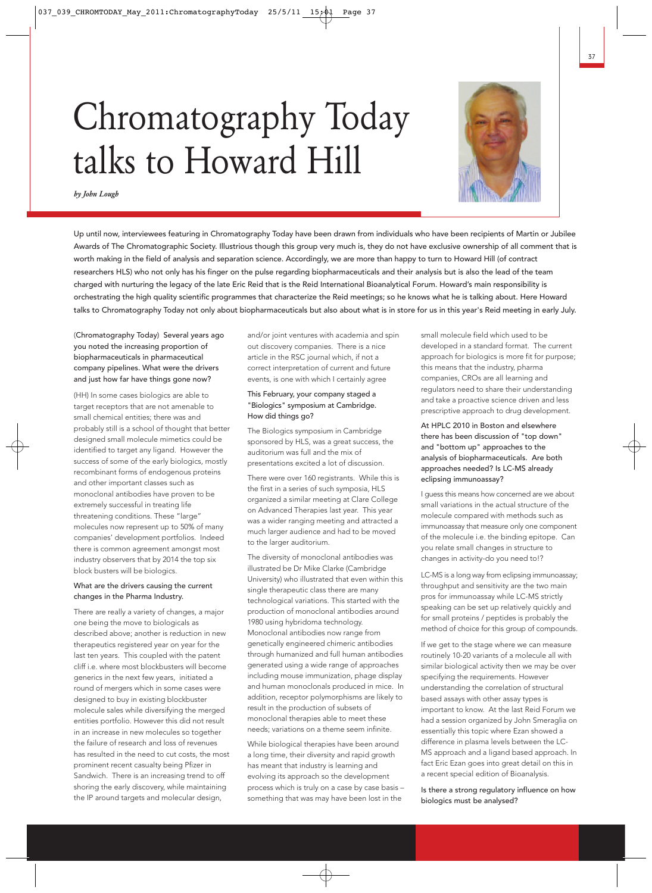# Chromatography Today talks to Howard Hill

*by John Lough*

Up until now, interviewees featuring in Chromatography Today have been drawn from individuals who have been recipients of Martin or Jubilee Awards of The Chromatographic Society. Illustrious though this group very much is, they do not have exclusive ownership of all comment that is worth making in the field of analysis and separation science. Accordingly, we are more than happy to turn to Howard Hill (of contract researchers HLS) who not only has his finger on the pulse regarding biopharmaceuticals and their analysis but is also the lead of the team charged with nurturing the legacy of the late Eric Reid that is the Reid International Bioanalytical Forum. Howard's main responsibility is orchestrating the high quality scientific programmes that characterize the Reid meetings; so he knows what he is talking about. Here Howard talks to Chromatography Today not only about biopharmaceuticals but also about what is in store for us in this year's Reid meeting in early July.

**(Chromatography Today) Several years ago you noted the increasing proportion of biopharmaceuticals in pharmaceutical company pipelines. What were the drivers and just how far have things gone now?**

(HH) In some cases biologics are able to target receptors that are not amenable to small chemical entities; there was and probably still is a school of thought that better designed small molecule mimetics could be identified to target any ligand. However the success of some of the early biologics, mostly recombinant forms of endogenous proteins and other important classes such as monoclonal antibodies have proven to be extremely successful in treating life threatening conditions. These "large" molecules now represent up to 50% of many companies' development portfolios. Indeed there is common agreement amongst most industry observers that by 2014 the top six block busters will be biologics.

**What are the drivers causing the current changes in the Pharma Industry.**

There are really a variety of changes, a major one being the move to biologicals as described above; another is reduction in new therapeutics registered year on year for the last ten years. This coupled with the patent cliff i.e. where most blockbusters will become generics in the next few years, initiated a round of mergers which in some cases were designed to buy in existing blockbuster molecule sales while diversifying the merged entities portfolio. However this did not result in an increase in new molecules so together the failure of research and loss of revenues has resulted in the need to cut costs, the most prominent recent casualty being Pfizer in Sandwich. There is an increasing trend to off shoring the early discovery, while maintaining the IP around targets and molecular design, and/or joint ventures with academia and spin out discovery companies. There is a nice article in the RSC journal which, if not a correct interpretation of current and future events, is one with which I certainly agree

**This February, your company staged a "Biologics" symposium at Cambridge. How did things go?**

The Biologics symposium in Cambridge sponsored by HLS, was a great success, the auditorium was full and the mix of presentations excited a lot of discussion.

There were over 160 registrants. While this is the first in a series of such symposia, HLS organized a similar meeting at Clare College on Advanced Therapies last year. This year was a wider ranging meeting and attracted a much larger audience and had to be moved to the larger auditorium.

The diversity of monoclonal antibodies was illustrated be Dr Mike Clarke (Cambridge University) who illustrated that even within this single therapeutic class there are many technological variations. This started with the production of monoclonal antibodies around 1980 using hybridoma technology. Monoclonal antibodies now range from genetically engineered chimeric antibodies through humanized and full human antibodies generated using a wide range of approaches including mouse immunization, phage display and human monoclonals produced in mice. In addition, receptor polymorphisms are likely to result in the production of subsets of monoclonal therapies able to meet these needs; variations on a theme seem infinite.

While biological therapies have been around a long time, their diversity and rapid growth has meant that industry is learning and evolving its approach so the development process which is truly on a case by case basis – something that was may have been lost in the small molecule field which used to be developed in a standard format. The current approach for biologics is more fit for purpose; this means that the industry, pharma companies, CROs are all learning and regulators need to share their understanding and take a proactive science driven and less prescriptive approach to drug development.

**At HPLC 2010 in Boston and elsewhere there has been discussion of "top down" and "bottom up" approaches to the analysis of biopharmaceuticals. Are both approaches needed? Is LC-MS already eclipsing immunoassay?**

I guess this means how concerned are we about small variations in the actual structure of the molecule compared with methods such as immunoassay that measure only one component of the molecule i.e. the binding epitope. Can you relate small changes in structure to changes in activity-do you need to!?

LC-MS is a long way from eclipsing immunoassay; throughput and sensitivity are the two main pros for immunoassay while LC-MS strictly speaking can be set up relatively quickly and for small proteins / peptides is probably the method of choice for this group of compounds.

If we get to the stage where we can measure routinely 10-20 variants of a molecule all with similar biological activity then we may be over specifying the requirements. However understanding the correlation of structural based assays with other assay types is important to know. At the last Reid Forum we had a session organized by John Smeraglia on essentially this topic where Ezan showed a difference in plasma levels between the LC-MS approach and a ligand based approach. In fact Eric Ezan goes into great detail on this in a recent special edition of Bioanalysis.

**Is there a strong regulatory influence on how biologics must be analysed?**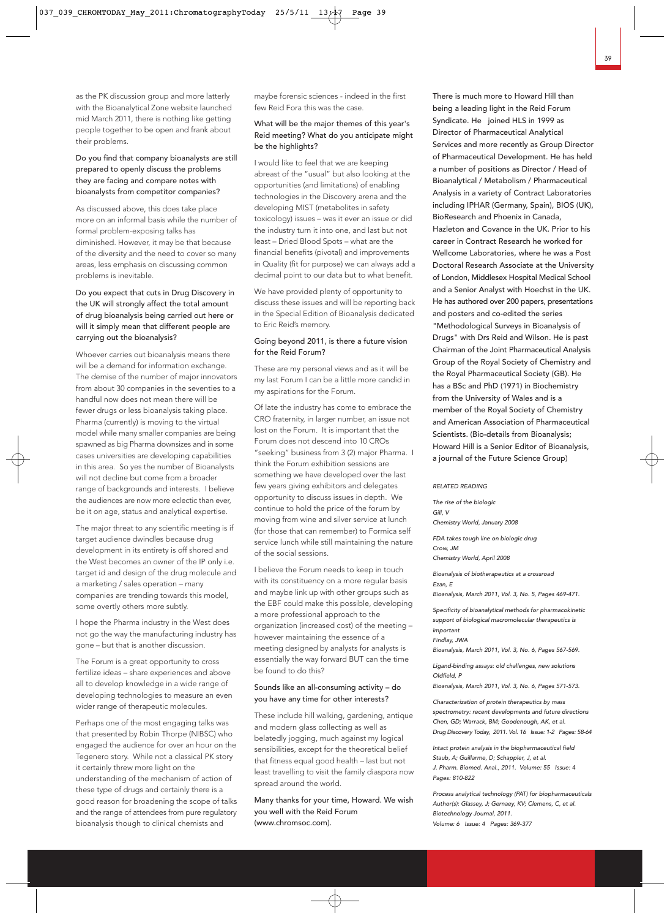as the PK discussion group and more latterly with the Bioanalytical Zone website launched mid March 2011, there is nothing like getting people together to be open and frank about their problems.

**Do you find that company bioanalysts are still prepared to openly discuss the problems they are facing and compare notes with bioanalysts from competitor companies?**

As discussed above, this does take place more on an informal basis while the number of formal problem-exposing talks has diminished. However, it may be that because of the diversity and the need to cover so many areas, less emphasis on discussing common problems is inevitable.

**Do you expect that cuts in Drug Discovery in the UK will strongly affect the total amount of drug bioanalysis being carried out here or will it simply mean that different people are carrying out the bioanalysis?**

Whoever carries out bioanalysis means there will be a demand for information exchange. The demise of the number of major innovators from about 30 companies in the seventies to a handful now does not mean there will be fewer drugs or less bioanalysis taking place. Pharma (currently) is moving to the virtual model while many smaller companies are being spawned as big Pharma downsizes and in some cases universities are developing capabilities in this area. So yes the number of Bioanalysts will not decline but come from a broader range of backgrounds and interests. I believe the audiences are now more eclectic than ever, be it on age, status and analytical expertise.

The major threat to any scientific meeting is if target audience dwindles because drug development in its entirety is off shored and the West becomes an owner of the IP only i.e. target id and design of the drug molecule and a marketing / sales operation – many companies are trending towards this model, some overtly others more subtly.

I hope the Pharma industry in the West does not go the way the manufacturing industry has gone – but that is another discussion.

The Forum is a great opportunity to cross fertilize ideas – share experiences and above all to develop knowledge in a wide range of developing technologies to measure an even wider range of therapeutic molecules.

Perhaps one of the most engaging talks was that presented by Robin Thorpe (NIBSC) who engaged the audience for over an hour on the Tegenero story. While not a classical PK story it certainly threw more light on the understanding of the mechanism of action of these type of drugs and certainly there is a good reason for broadening the scope of talks and the range of attendees from pure regulatory bioanalysis though to clinical chemists and maybe forensic sciences - indeed in the first few Reid Fora this was the case.

**What will be the major themes of this year's Reid meeting? What do you anticipate might be the highlights?**

I would like to feel that we are keeping abreast of the "usual" but also looking at the opportunities (and limitations) of enabling technologies in the Discovery arena and the developing MIST (metabolites in safety toxicology) issues – was it ever an issue or did the industry turn it into one, and last but not least – Dried Blood Spots – what are the financial benefits (pivotal) and improvements in Quality (fit for purpose) we can always add a decimal point to our data but to what benefit.

We have provided plenty of opportunity to discuss these issues and will be reporting back in the Special Edition of Bioanalysis dedicated to Eric Reid's memory.

**Going beyond 2011, is there a future vision for the Reid Forum?**

These are my personal views and as it will be my last Forum I can be a little more candid in my aspirations for the Forum.

Of late the industry has come to embrace the CRO fraternity, in larger number, an issue not lost on the Forum. It is important that the Forum does not descend into 10 CROs "seeking" business from 3 (2) major Pharma. I think the Forum exhibition sessions are something we have developed over the last few years giving exhibitors and delegates opportunity to discuss issues in depth. We continue to hold the price of the forum by moving from wine and silver service at lunch (for those that can remember) to Formica self service lunch while still maintaining the nature of the social sessions.

I believe the Forum needs to keep in touch with its constituency on a more regular basis and maybe link up with other groups such as the EBF could make this possible, developing a more professional approach to the organization (increased cost) of the meeting – however maintaining the essence of a meeting designed by analysts for analysts is essentially the way forward BUT can the time be found to do this?

**Sounds like an all-consuming activity – do you have any time for other interests?**

These include hill walking, gardening, antique and modern glass collecting as well as belatedly jogging, much against my logical sensibilities, except for the theoretical belief that fitness equal good health – last but not least travelling to visit the family diaspora now spread around the world.

**Many thanks for your time, Howard. We wish you well with the Reid Forum (www.chromsoc.com).**

There is much more to Howard Hill than being a leading light in the Reid Forum Syndicate. He joined HLS in 1999 as Director of Pharmaceutical Analytical Services and more recently as Group Director of Pharmaceutical Development. He has held a number of positions as Director / Head of Bioanalytical / Metabolism / Pharmaceutical Analysis in a variety of Contract Laboratories including IPHAR (Germany, Spain), BIOS (UK), BioResearch and Phoenix in Canada, Hazleton and Covance in the UK. Prior to his career in Contract Research he worked for Wellcome Laboratories, where he was a Post Doctoral Research Associate at the University of London, Middlesex Hospital Medical School and a Senior Analyst with Hoechst in the UK. He has authored over 200 papers, presentations and posters and co-edited the series "Methodological Surveys in Bioanalysis of Drugs" with Drs Reid and Wilson. He is past Chairman of the Joint Pharmaceutical Analysis Group of the Royal Society of Chemistry and the Royal Pharmaceutical Society (GB). He has a BSc and PhD (1971) in Biochemistry from the University of Wales and is a member of the Royal Society of Chemistry and American Association of Pharmaceutical Scientists. (Bio-details from Bioanalysis; Howard Hill is a Senior Editor of Bioanalysis, a journal of the Future Science Group)

*RELATED READING*

*The rise of the biologic*
*Gill, V*
*Chemistry World, January 2008*

*FDA takes tough line on biologic drug*
*Crow, JM*
*Chemistry World, April 2008*

*Bioanalysis of biotherapeutics at a crossroad*
*Ezan, E*
*Bioanalysis, March 2011, Vol. 3, No. 5, Pages 469-471.*

*Specificity of bioanalytical methods for pharmacokinetic support of biological macromolecular therapeutics is important*
*Findlay, JWA*
*Bioanalysis, March 2011, Vol. 3, No. 6, Pages 567-569.*

*Ligand-binding assays: old challenges, new solutions*
*Oldfield, P*
*Bioanalysis, March 2011, Vol. 3, No. 6, Pages 571-573.*

*Characterization of protein therapeutics by mass spectrometry: recent developments and future directions*
*Chen, GD; Warrack, BM; Goodenough, AK, et al.*
*Drug Discovery Today, 2011. Vol. 16 Issue: 1-2 Pages: 58-64*

*Intact protein analysis in the biopharmaceutical field*
*Staub, A; Guillarme, D; Schappler, J, et al.*
*J. Pharm. Biomed. Anal., 2011. Volume: 55 Issue: 4 Pages: 810-822*

*Process analytical technology (PAT) for biopharmaceuticals*
*Author(s): Glassey, J; Gernaey, KV; Clemens, C, et al.*
*Biotechnology Journal, 2011.*
*Volume: 6 Issue: 4 Pages: 369-377*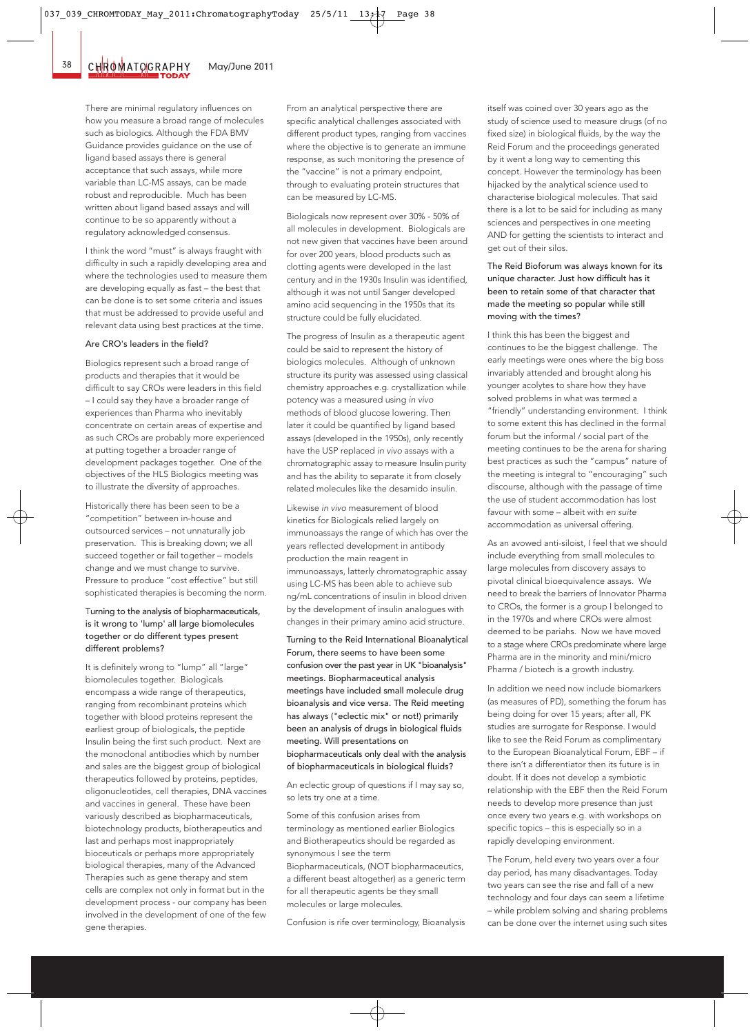There are minimal regulatory influences on how you measure a broad range of molecules such as biologics. Although the FDA BMV Guidance provides guidance on the use of ligand based assays there is general acceptance that such assays, while more variable than LC-MS assays, can be made robust and reproducible. Much has been written about ligand based assays and will continue to be so apparently without a regulatory acknowledged consensus.

I think the word "must" is always fraught with difficulty in such a rapidly developing area and where the technologies used to measure them are developing equally as fast – the best that can be done is to set some criteria and issues that must be addressed to provide useful and relevant data using best practices at the time.

**Are CRO's leaders in the field?**

Biologics represent such a broad range of products and therapies that it would be difficult to say CROs were leaders in this field – I could say they have a broader range of experiences than Pharma who inevitably concentrate on certain areas of expertise and as such CROs are probably more experienced at putting together a broader range of development packages together. One of the objectives of the HLS Biologics meeting was to illustrate the diversity of approaches.

Historically there has been seen to be a "competition" between in-house and outsourced services – not unnaturally job preservation. This is breaking down; we all succeed together or fail together – models change and we must change to survive. Pressure to produce "cost effective" but still sophisticated therapies is becoming the norm.

**Turning to the analysis of biopharmaceuticals, is it wrong to 'lump' all large biomolecules together or do different types present different problems?**

It is definitely wrong to "lump" all "large" biomolecules together. Biologicals encompass a wide range of therapeutics, ranging from recombinant proteins which together with blood proteins represent the earliest group of biologicals, the peptide Insulin being the first such product. Next are the monoclonal antibodies which by number and sales are the biggest group of biological therapeutics followed by proteins, peptides, oligonucleotides, cell therapies, DNA vaccines and vaccines in general. These have been variously described as biopharmaceuticals, biotechnology products, biotherapeutics and last and perhaps most inappropriately bioceuticals or perhaps more appropriately biological therapies, many of the Advanced Therapies such as gene therapy and stem cells are complex not only in format but in the development process - our company has been involved in the development of one of the few gene therapies.

From an analytical perspective there are specific analytical challenges associated with different product types, ranging from vaccines where the objective is to generate an immune response, as such monitoring the presence of the "vaccine" is not a primary endpoint, through to evaluating protein structures that can be measured by LC-MS.

Biologicals now represent over 30% - 50% of all molecules in development. Biologicals are not new given that vaccines have been around for over 200 years, blood products such as clotting agents were developed in the last century and in the 1930s Insulin was identified, although it was not until Sanger developed amino acid sequencing in the 1950s that its structure could be fully elucidated.

The progress of Insulin as a therapeutic agent could be said to represent the history of biologics molecules. Although of unknown structure its purity was assessed using classical chemistry approaches e.g. crystallization while potency was a measured using *in vivo* methods of blood glucose lowering. Then later it could be quantified by ligand based assays (developed in the 1950s), only recently have the USP replaced *in vivo* assays with a chromatographic assay to measure Insulin purity and has the ability to separate it from closely related molecules like the desamido insulin.

Likewise *in vivo* measurement of blood kinetics for Biologicals relied largely on immunoassays the range of which has over the years reflected development in antibody production the main reagent in immunoassays, latterly chromatographic assay using LC-MS has been able to achieve sub ng/mL concentrations of insulin in blood driven by the development of insulin analogues with changes in their primary amino acid structure.

**Turning to the Reid International Bioanalytical Forum, there seems to have been some confusion over the past year in UK "bioanalysis" meetings. Biopharmaceutical analysis meetings have included small molecule drug bioanalysis and vice versa. The Reid meeting has always ("eclectic mix" or not!) primarily been an analysis of drugs in biological fluids meeting. Will presentations on biopharmaceuticals only deal with the analysis of biopharmaceuticals in biological fluids?**

An eclectic group of questions if I may say so, so lets try one at a time.

Some of this confusion arises from terminology as mentioned earlier Biologics and Biotherapeutics should be regarded as synonymous I see the term Biopharmaceuticals, (NOT biopharmaceutics, a different beast altogether) as a generic term for all therapeutic agents be they small molecules or large molecules.

Confusion is rife over terminology, Bioanalysis itself was coined over 30 years ago as the study of science used to measure drugs (of no fixed size) in biological fluids, by the way the Reid Forum and the proceedings generated by it went a long way to cementing this concept. However the terminology has been hijacked by the analytical science used to characterise biological molecules. That said there is a lot to be said for including as many sciences and perspectives in one meeting AND for getting the scientists to interact and get out of their silos.

**The Reid Bioforum was always known for its unique character. Just how difficult has it been to retain some of that character that made the meeting so popular while still moving with the times?**

I think this has been the biggest and continues to be the biggest challenge. The early meetings were ones where the big boss invariably attended and brought along his younger acolytes to share how they have solved problems in what was termed a "friendly" understanding environment. I think to some extent this has declined in the formal forum but the informal / social part of the meeting continues to be the arena for sharing best practices as such the "campus" nature of the meeting is integral to "encouraging" such discourse, although with the passage of time the use of student accommodation has lost favour with some – albeit with *en suite* accommodation as universal offering.

As an avowed anti-siloist, I feel that we should include everything from small molecules to large molecules from discovery assays to pivotal clinical bioequivalence assays. We need to break the barriers of Innovator Pharma to CROs, the former is a group I belonged to in the 1970s and where CROs were almost deemed to be pariahs. Now we have moved to a stage where CROs predominate where large Pharma are in the minority and mini/micro Pharma / biotech is a growth industry.

In addition we need now include biomarkers (as measures of PD), something the forum has being doing for over 15 years; after all, PK studies are surrogate for Response. I would like to see the Reid Forum as complimentary to the European Bioanalytical Forum, EBF – if there isn't a differentiator then its future is in doubt. If it does not develop a symbiotic relationship with the EBF then the Reid Forum needs to develop more presence than just once every two years e.g. with workshops on specific topics – this is especially so in a rapidly developing environment.

The Forum, held every two years over a four day period, has many disadvantages. Today two years can see the rise and fall of a new technology and four days can seem a lifetime – while problem solving and sharing problems can be done over the internet using such sites